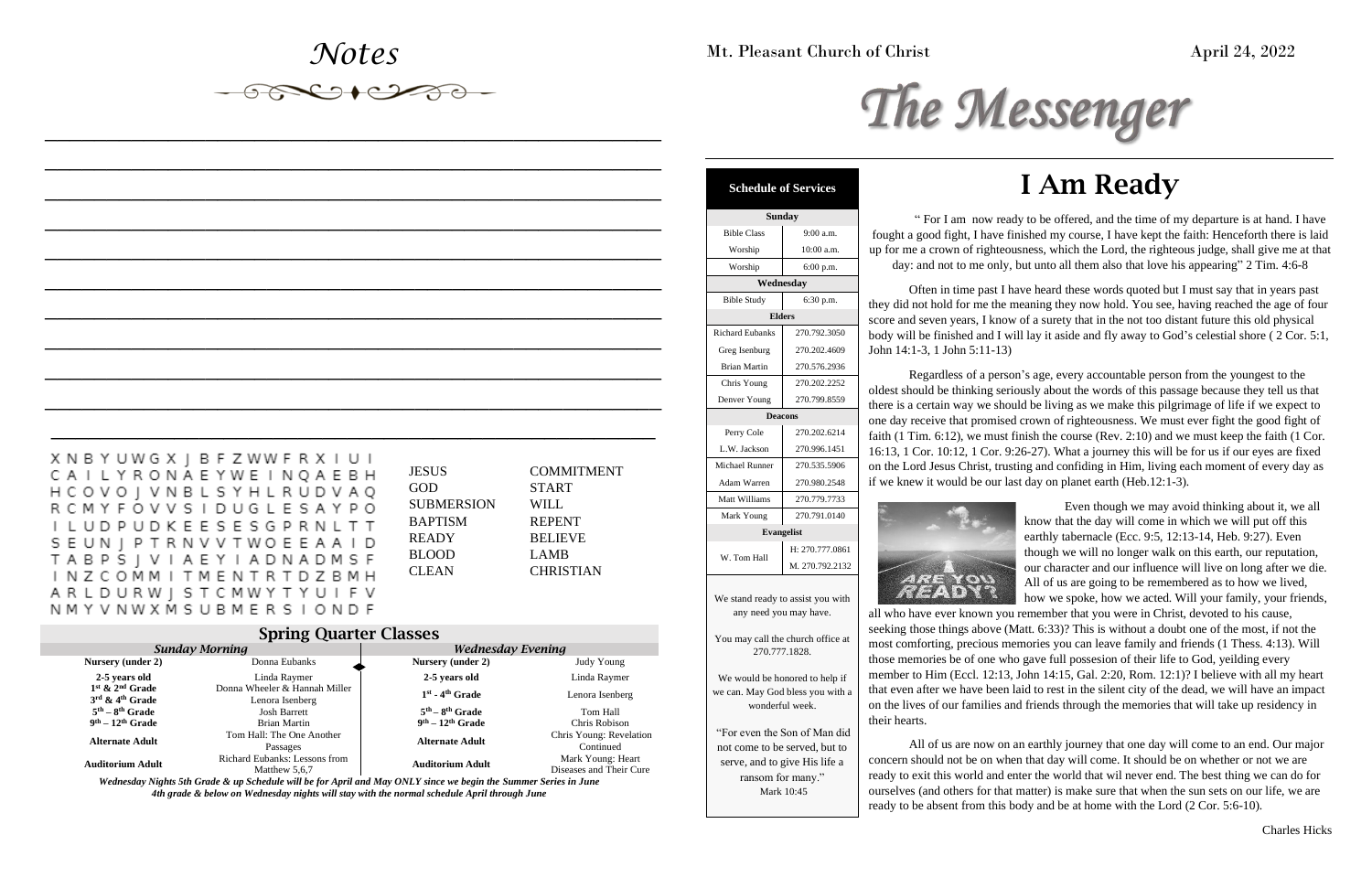# Notes

XNBYUWGXJBFZWWFRXIUI
CAILYRONAEYWEINQAEBH
HCOVOJVNBLSYHLRUDVAQ
RCMYFOVVSIDUGLESAYPO
ILUDPUDKEESESGPRNLTT
SEUNJPTRNVVTWOEEAAID
TABPSJVIAEYIADNADMSF
INZCOMMITMENTRTDZBMH
ARLDURWJSTCMWYTYUIFV
NMYVNWXMSUBMERSIONDF

| | |
|---|---|
| JESUS | COMMITMENT |
| GOD | START |
| SUBMERSION | WILL |
| BAPTISM | REPENT |
| READY | BELIEVE |
| BLOOD | LAMB |
| CLEAN | CHRISTIAN |

## Spring Quarter Classes

| *Sunday Morning* | | *Wednesday Evening* | |
|---|---|---|---|
| **Nursery (under 2)** | Donna Eubanks | **Nursery (under 2)** | Judy Young |
| **2-5 years old** | Linda Raymer | **2-5 years old** | Linda Raymer |
| **1st & 2nd Grade** | Donna Wheeler & Hannah Miller | **1st - 4th Grade** | Lenora Isenberg |
| **3rd & 4th Grade** | Lenora Isenberg | | |
| **5th – 8th Grade** | Josh Barrett | **5th – 8th Grade** | Tom Hall |
| **9th – 12th Grade** | Brian Martin | **9th – 12th Grade** | Chris Robison |
| **Alternate Adult** | Tom Hall: The One Another Passages | **Alternate Adult** | Chris Young: Revelation Continued |
| **Auditorium Adult** | Richard Eubanks: Lessons from Matthew 5,6,7 | **Auditorium Adult** | Mark Young: Heart Diseases and Their Cure |

***Wednesday Nights 5th Grade & up Schedule will be for April and May ONLY since we begin the Summer Series in June***
***4th grade & below on Wednesday nights will stay with the normal schedule April through June***

Mt. Pleasant Church of Christ April 24, 2022

# The Messenger

| **Schedule of Services** | |
|---|---|
| **Sunday** | |
| Bible Class | 9:00 a.m. |
| Worship | 10:00 a.m. |
| Worship | 6:00 p.m. |
| **Wednesday** | |
| Bible Study | 6:30 p.m. |
| **Elders** | |
| Richard Eubanks | 270.792.3050 |
| Greg Isenburg | 270.202.4609 |
| Brian Martin | 270.576.2936 |
| Chris Young | 270.202.2252 |
| Denver Young | 270.799.8559 |
| **Deacons** | |
| Perry Cole | 270.202.6214 |
| L.W. Jackson | 270.996.1451 |
| Michael Runner | 270.535.5906 |
| Adam Warren | 270.980.2548 |
| Matt Williams | 270.779.7733 |
| Mark Young | 270.791.0140 |
| **Evangelist** | |
| W. Tom Hall | H: 270.777.0861 M. 270.792.2132 |

We stand ready to assist you with any need you may have.

You may call the church office at 270.777.1828.

We would be honored to help if we can. May God bless you with a wonderful week.

"For even the Son of Man did not come to be served, but to serve, and to give His life a ransom for many." Mark 10:45

# I Am Ready

" For I am now ready to be offered, and the time of my departure is at hand. I have fought a good fight, I have finished my course, I have kept the faith: Henceforth there is laid up for me a crown of righteousness, which the Lord, the righteous judge, shall give me at that day: and not to me only, but unto all them also that love his appearing" 2 Tim. 4:6-8

Often in time past I have heard these words quoted but I must say that in years past they did not hold for me the meaning they now hold. You see, having reached the age of four score and seven years, I know of a surety that in the not too distant future this old physical body will be finished and I will lay it aside and fly away to God's celestial shore ( 2 Cor. 5:1, John 14:1-3, 1 John 5:11-13)

Regardless of a person's age, every accountable person from the youngest to the oldest should be thinking seriously about the words of this passage because they tell us that there is a certain way we should be living as we make this pilgrimage of life if we expect to one day receive that promised crown of righteousness. We must ever fight the good fight of faith (1 Tim. 6:12), we must finish the course (Rev. 2:10) and we must keep the faith (1 Cor. 16:13, 1 Cor. 10:12, 1 Cor. 9:26-27). What a journey this will be for us if our eyes are fixed on the Lord Jesus Christ, trusting and confiding in Him, living each moment of every day as if we knew it would be our last day on planet earth (Heb.12:1-3).

Even though we may avoid thinking about it, we all know that the day will come in which we will put off this earthly tabernacle (Ecc. 9:5, 12:13-14, Heb. 9:27). Even though we will no longer walk on this earth, our reputation, our character and our influence will live on long after we die. All of us are going to be remembered as to how we lived, how we spoke, how we acted. Will your family, your friends, all who have ever known you remember that you were in Christ, devoted to his cause, seeking those things above (Matt. 6:33)? This is without a doubt one of the most, if not the most comforting, precious memories you can leave family and friends (1 Thess. 4:13). Will those memories be of one who gave full possesion of their life to God, yeilding every member to Him (Eccl. 12:13, John 14:15, Gal. 2:20, Rom. 12:1)? I believe with all my heart that even after we have been laid to rest in the silent city of the dead, we will have an impact on the lives of our families and friends through the memories that will take up residency in their hearts.

All of us are now on an earthly journey that one day will come to an end. Our major concern should not be on when that day will come. It should be on whether or not we are ready to exit this world and enter the world that wil never end. The best thing we can do for ourselves (and others for that matter) is make sure that when the sun sets on our life, we are ready to be absent from this body and be at home with the Lord (2 Cor. 5:6-10).

Charles Hicks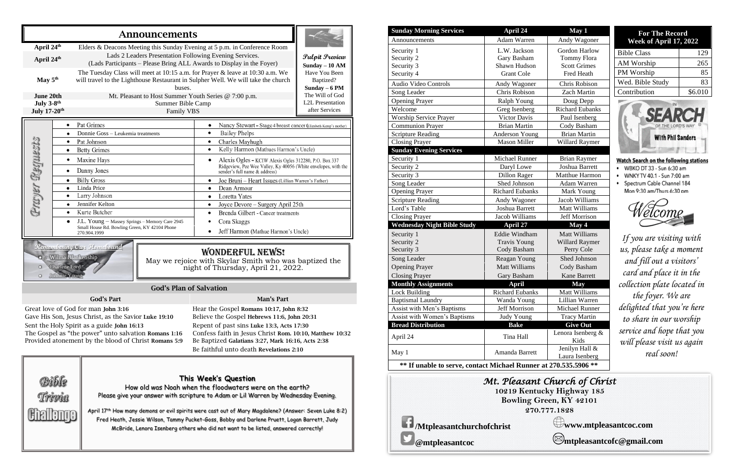## Announcements

| | |
|---|---|
| April 24th | Elders & Deacons Meeting this Sunday Evening at 5 p.m. in Conference Room |
| April 24th | Lads 2 Leaders Presentation Following Evening Services. (Lads Participants – Please Bring ALL Awards to Display in the Foyer) |
| May 5th | The Tuesday Class will meet at 10:15 a.m. for Prayer & leave at 10:30 a.m. We will travel to the Lighthouse Restaurant in Sulpher Well. We will take the church buses. |
| June 20th | Mt. Pleasant to Host Summer Youth Series @ 7:00 p.m. |
| July 3-8th | Summer Bible Camp |
| July 17-20th | Family VBS |

### Pulpit Preview

**Sunday – 10 AM**
Have You Been Baptized?

**Sunday – 6 PM**
The Will of God
L2L Presentation after Services

## Prayer Requests

- Pat Grimes
- Donnie Goss – Leukemia treatments
- Pat Johnson
- Betty Grimes
- Maxine Hays
- Danny Jones
- Billy Gross
- Linda Price
- Larry Johnson
- Jennifer Kelton
- Kurte Butcher
- J.L. Young – Massey Springs – Memory Care 2945 Small House Rd. Bowling Green, KY 42104 Phone 270.904.1999
- Nancy Stewart – Stage 4 breast cancer (Elizabeth Kemp's mother)
- Bailey Phelps
- Charles Mayhugh
- Kelly Harmon (Mathues Harmon's Uncle)
- Alexis Ogles – KCIW Alexis Ogles 312280, P.O. Box 337 Ridgeview, Pee Wee Valley, Ky 40056 (White envelopes, with the sender's full name & address)
- Joe Bruni – Heart Issues (Lillian Warren's Father)
- Dean Armour
- Loretta Yates
- Joyce Devore – Surgery April 25th
- Brenda Gilbert - Cancer treatments
- Cora Skaggs
- Jeff Harmon (Mathue Harmon's Uncle)

### Remembering Our Homebound

- Wilma Blankenship
- Charlene Ford
- Johnnie Young

### WONDERFUL NEWS!

May we rejoice with Skylar Smith who was baptized the night of Thursday, April 21, 2022.

## God's Plan of Salvation

| God's Part | Man's Part |
|---|---|
| Great love of God for man **John 3:16** | Hear the Gospel **Romans 10:17, John 8:32** |
| Gave His Son, Jesus Christ, as the Savior **Luke 19:10** | Believe the Gospel **Hebrews 11:6, John 20:31** |
| Sent the Holy Spirit as a guide **John 16:13** | Repent of past sins **Luke 13:3, Acts 17:30** |
| The Gospel as "the power" unto salvation **Romans 1:16** | Confess faith in Jesus Christ **Rom. 10:10, Matthew 10:32** |
| Provided atonement by the blood of Christ **Romans 5:9** | Be Baptized **Galatians 3:27, Mark 16:16, Acts 2:38** |
| | Be faithful unto death **Revelations 2:10** |

## Bible Trivia Challenge

### This Week's Question

How old was Noah when the floodwaters were on the earth?
Please give your answer with scripture to Adam or Lil Warren by Wednesday Evening.

April 17th How many demons or evil spirits were cast out of Mary Magdalene? (Answer: Seven Luke 8:2) Fred Heath, Jessie Wilson, Tammy Pucket-Goss, Bobby and Darlene Pruett, Logan Barrett, Judy McBride, Lenora Isenberg others who did not want to be listed, answered correctly!

| Sunday Morning Services | April 24 | May 1 |
|---|---|---|
| Announcements | Adam Warren | Andy Wagoner |
| Security 1 | L.W. Jackson | Gordon Harlow |
| Security 2 | Gary Basham | Tommy Flora |
| Security 3 | Shawn Hudson | Scott Grimes |
| Security 4 | Grant Cole | Fred Heath |
| Audio Video Controls | Andy Wagoner | Chris Robison |
| Song Leader | Chris Robison | Zach Martin |
| Opening Prayer | Ralph Young | Doug Depp |
| Welcome | Greg Isenberg | Richard Eubanks |
| Worship Service Prayer | Victor Davis | Paul Isenberg |
| Communion Prayer | Brian Martin | Cody Basham |
| Scripture Reading | Anderson Young | Brian Martin |
| Closing Prayer | Mason Miller | Willard Raymer |
| **Sunday Evening Services** | | |
| Security 1 | Michael Runner | Brian Raymer |
| Security 2 | Daryl Lowe | Joshua Barrett |
| Security 3 | Dillon Rager | Matthue Harmon |
| Song Leader | Shed Johnson | Adam Warren |
| Opening Prayer | Richard Eubanks | Mark Young |
| Scripture Reading | Andy Wagoner | Jacob Williams |
| Lord's Table | Joshua Barrett | Matt Williams |
| Closing Prayer | Jacob Williams | Jeff Morrison |
| **Wednesday Night Bible Study** | **April 27** | **May 4** |
| Security 1 | Eddie Windham | Matt Williams |
| Security 2 | Travis Young | Willard Raymer |
| Security 3 | Cody Basham | Perry Cole |
| Song Leader | Reagan Young | Shed Johnson |
| Opening Prayer | Matt Williams | Cody Basham |
| Closing Prayer | Gary Basham | Kane Barrett |
| **Monthly Assignments** | **April** | **May** |
| Lock Building | Richard Eubanks | Matt Williams |
| Baptismal Laundry | Wanda Young | Lillian Warren |
| Assist with Men's Baptisms | Jeff Morrison | Michael Runner |
| Assist with Women's Baptisms | Judy Young | Tracy Martin |
| **Bread Distribution** | **Bake** | **Give Out** |
| April 24 | Tina Hall | Lenora Isenberg & Kids |
| May 1 | Amanda Barrett | Jenilyn Hall & Laura Isenberg |

**\*\* If unable to serve, contact Michael Runner at 270.535.5906 \*\***

| For The Record Week of April 17, 2022 | |
|---|---|
| Bible Class | 129 |
| AM Worship | 265 |
| PM Worship | 85 |
| Wed. Bible Study | 83 |
| Contribution | $6.010 |

IN SEARCH OF THE LORD'S WAY With Phil Sanders

**Watch Search on the following stations**

- WBKO DT 33 - Sun 6:30 am
- WNKY TV 40.1 - Sun 7:00 am
- Spectrum Cable Channel 184 Mon 9:30 am/Thurs 6:30 pm

*Welcome*

*If you are visiting with us, please take a moment and fill out a visitors' card and place it in the collection plate located in the foyer. We are delighted that you're here to share in our worship service and hope that you will please visit us again real soon!*

**Mt. Pleasant Church of Christ**
10219 Kentucky Highway 185
Bowling Green, KY 42101
270.777.1828

**/Mtpleasantchurchofchrist**
**@mtpleasantcoc**
**www.mtpleasantcoc.com**
**mtpleasantcofc@gmail.com**